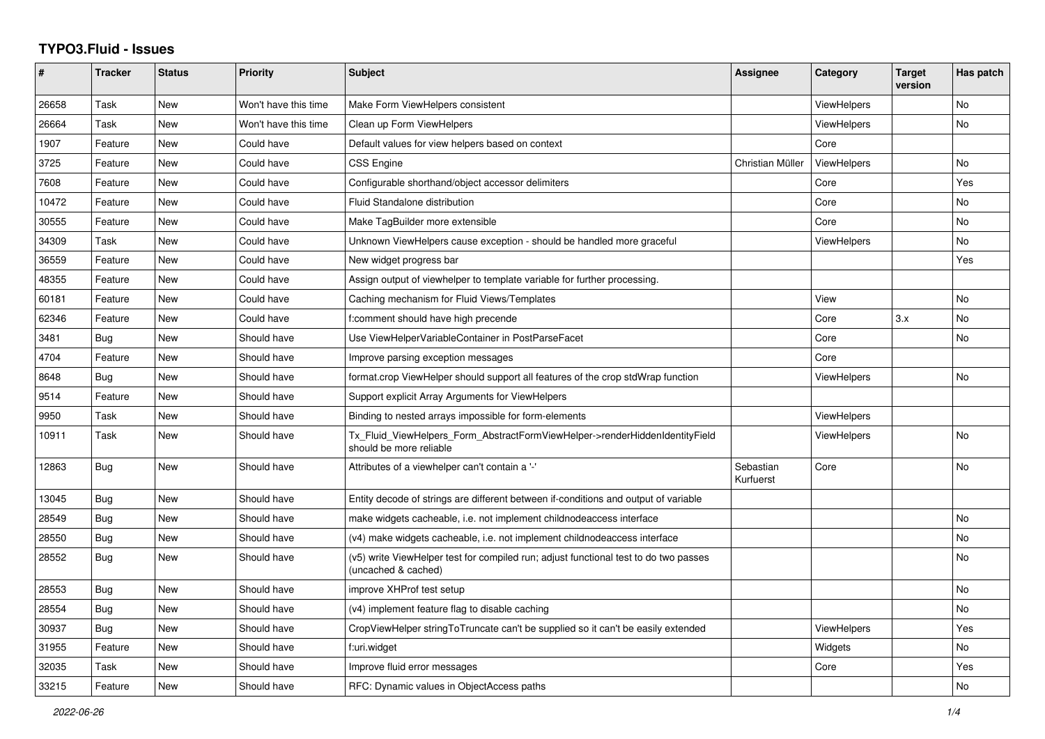# TYPO3.Fluid - Issues

| # | Tracker | Status | Priority | Subject | Assignee | Category | Target version | Has patch |
|---|---|---|---|---|---|---|---|---|
| 26658 | Task | New | Won't have this time | Make Form ViewHelpers consistent | | ViewHelpers | | No |
| 26664 | Task | New | Won't have this time | Clean up Form ViewHelpers | | ViewHelpers | | No |
| 1907 | Feature | New | Could have | Default values for view helpers based on context | | Core | | |
| 3725 | Feature | New | Could have | CSS Engine | Christian Müller | ViewHelpers | | No |
| 7608 | Feature | New | Could have | Configurable shorthand/object accessor delimiters | | Core | | Yes |
| 10472 | Feature | New | Could have | Fluid Standalone distribution | | Core | | No |
| 30555 | Feature | New | Could have | Make TagBuilder more extensible | | Core | | No |
| 34309 | Task | New | Could have | Unknown ViewHelpers cause exception - should be handled more graceful | | ViewHelpers | | No |
| 36559 | Feature | New | Could have | New widget progress bar | | | | Yes |
| 48355 | Feature | New | Could have | Assign output of viewhelper to template variable for further processing. | | | | |
| 60181 | Feature | New | Could have | Caching mechanism for Fluid Views/Templates | | View | | No |
| 62346 | Feature | New | Could have | f:comment should have high precende | | Core | 3.x | No |
| 3481 | Bug | New | Should have | Use ViewHelperVariableContainer in PostParseFacet | | Core | | No |
| 4704 | Feature | New | Should have | Improve parsing exception messages | | Core | | |
| 8648 | Bug | New | Should have | format.crop ViewHelper should support all features of the crop stdWrap function | | ViewHelpers | | No |
| 9514 | Feature | New | Should have | Support explicit Array Arguments for ViewHelpers | | | | |
| 9950 | Task | New | Should have | Binding to nested arrays impossible for form-elements | | ViewHelpers | | |
| 10911 | Task | New | Should have | Tx_Fluid_ViewHelpers_Form_AbstractFormViewHelper->renderHiddenIdentityField should be more reliable | | ViewHelpers | | No |
| 12863 | Bug | New | Should have | Attributes of a viewhelper can't contain a '-' | Sebastian Kurfuerst | Core | | No |
| 13045 | Bug | New | Should have | Entity decode of strings are different between if-conditions and output of variable | | | | |
| 28549 | Bug | New | Should have | make widgets cacheable, i.e. not implement childnodeaccess interface | | | | No |
| 28550 | Bug | New | Should have | (v4) make widgets cacheable, i.e. not implement childnodeaccess interface | | | | No |
| 28552 | Bug | New | Should have | (v5) write ViewHelper test for compiled run; adjust functional test to do two passes (uncached & cached) | | | | No |
| 28553 | Bug | New | Should have | improve XHProf test setup | | | | No |
| 28554 | Bug | New | Should have | (v4) implement feature flag to disable caching | | | | No |
| 30937 | Bug | New | Should have | CropViewHelper stringToTruncate can't be supplied so it can't be easily extended | | ViewHelpers | | Yes |
| 31955 | Feature | New | Should have | f:uri.widget | | Widgets | | No |
| 32035 | Task | New | Should have | Improve fluid error messages | | Core | | Yes |
| 33215 | Feature | New | Should have | RFC: Dynamic values in ObjectAccess paths | | | | No |

*2022-06-26*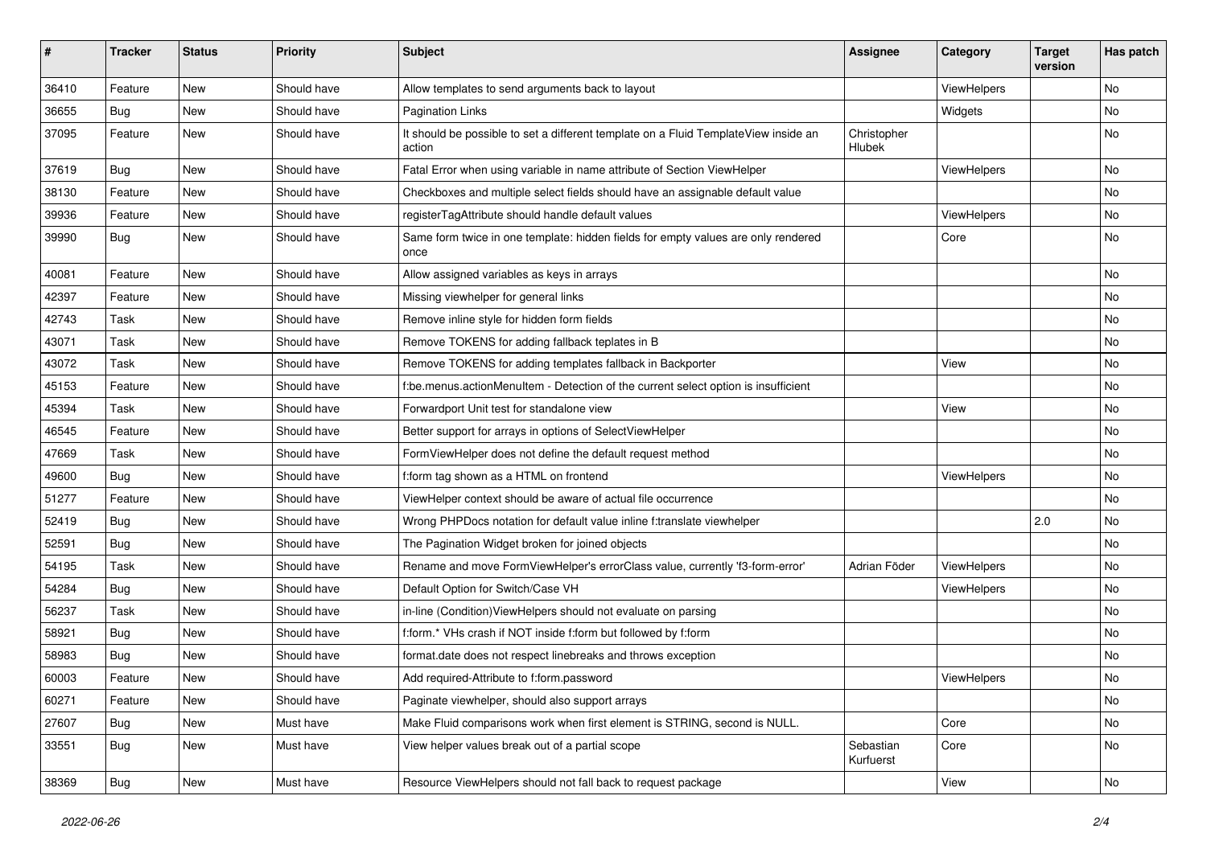| # | Tracker | Status | Priority | Subject | Assignee | Category | Target version | Has patch |
|---|---|---|---|---|---|---|---|---|
| 36410 | Feature | New | Should have | Allow templates to send arguments back to layout | | ViewHelpers | | No |
| 36655 | Bug | New | Should have | Pagination Links | | Widgets | | No |
| 37095 | Feature | New | Should have | It should be possible to set a different template on a Fluid TemplateView inside an action | Christopher Hlubek | | | No |
| 37619 | Bug | New | Should have | Fatal Error when using variable in name attribute of Section ViewHelper | | ViewHelpers | | No |
| 38130 | Feature | New | Should have | Checkboxes and multiple select fields should have an assignable default value | | | | No |
| 39936 | Feature | New | Should have | registerTagAttribute should handle default values | | ViewHelpers | | No |
| 39990 | Bug | New | Should have | Same form twice in one template: hidden fields for empty values are only rendered once | | Core | | No |
| 40081 | Feature | New | Should have | Allow assigned variables as keys in arrays | | | | No |
| 42397 | Feature | New | Should have | Missing viewhelper for general links | | | | No |
| 42743 | Task | New | Should have | Remove inline style for hidden form fields | | | | No |
| 43071 | Task | New | Should have | Remove TOKENS for adding fallback teplates in B | | | | No |
| 43072 | Task | New | Should have | Remove TOKENS for adding templates fallback in Backporter | | View | | No |
| 45153 | Feature | New | Should have | f:be.menus.actionMenuItem - Detection of the current select option is insufficient | | | | No |
| 45394 | Task | New | Should have | Forwardport Unit test for standalone view | | View | | No |
| 46545 | Feature | New | Should have | Better support for arrays in options of SelectViewHelper | | | | No |
| 47669 | Task | New | Should have | FormViewHelper does not define the default request method | | | | No |
| 49600 | Bug | New | Should have | f:form tag shown as a HTML on frontend | | ViewHelpers | | No |
| 51277 | Feature | New | Should have | ViewHelper context should be aware of actual file occurrence | | | | No |
| 52419 | Bug | New | Should have | Wrong PHPDocs notation for default value inline f:translate viewhelper | | | 2.0 | No |
| 52591 | Bug | New | Should have | The Pagination Widget broken for joined objects | | | | No |
| 54195 | Task | New | Should have | Rename and move FormViewHelper's errorClass value, currently 'f3-form-error' | Adrian Föder | ViewHelpers | | No |
| 54284 | Bug | New | Should have | Default Option for Switch/Case VH | | ViewHelpers | | No |
| 56237 | Task | New | Should have | in-line (Condition)ViewHelpers should not evaluate on parsing | | | | No |
| 58921 | Bug | New | Should have | f:form.* VHs crash if NOT inside f:form but followed by f:form | | | | No |
| 58983 | Bug | New | Should have | format.date does not respect linebreaks and throws exception | | | | No |
| 60003 | Feature | New | Should have | Add required-Attribute to f:form.password | | ViewHelpers | | No |
| 60271 | Feature | New | Should have | Paginate viewhelper, should also support arrays | | | | No |
| 27607 | Bug | New | Must have | Make Fluid comparisons work when first element is STRING, second is NULL. | | Core | | No |
| 33551 | Bug | New | Must have | View helper values break out of a partial scope | Sebastian Kurfuerst | Core | | No |
| 38369 | Bug | New | Must have | Resource ViewHelpers should not fall back to request package | | View | | No |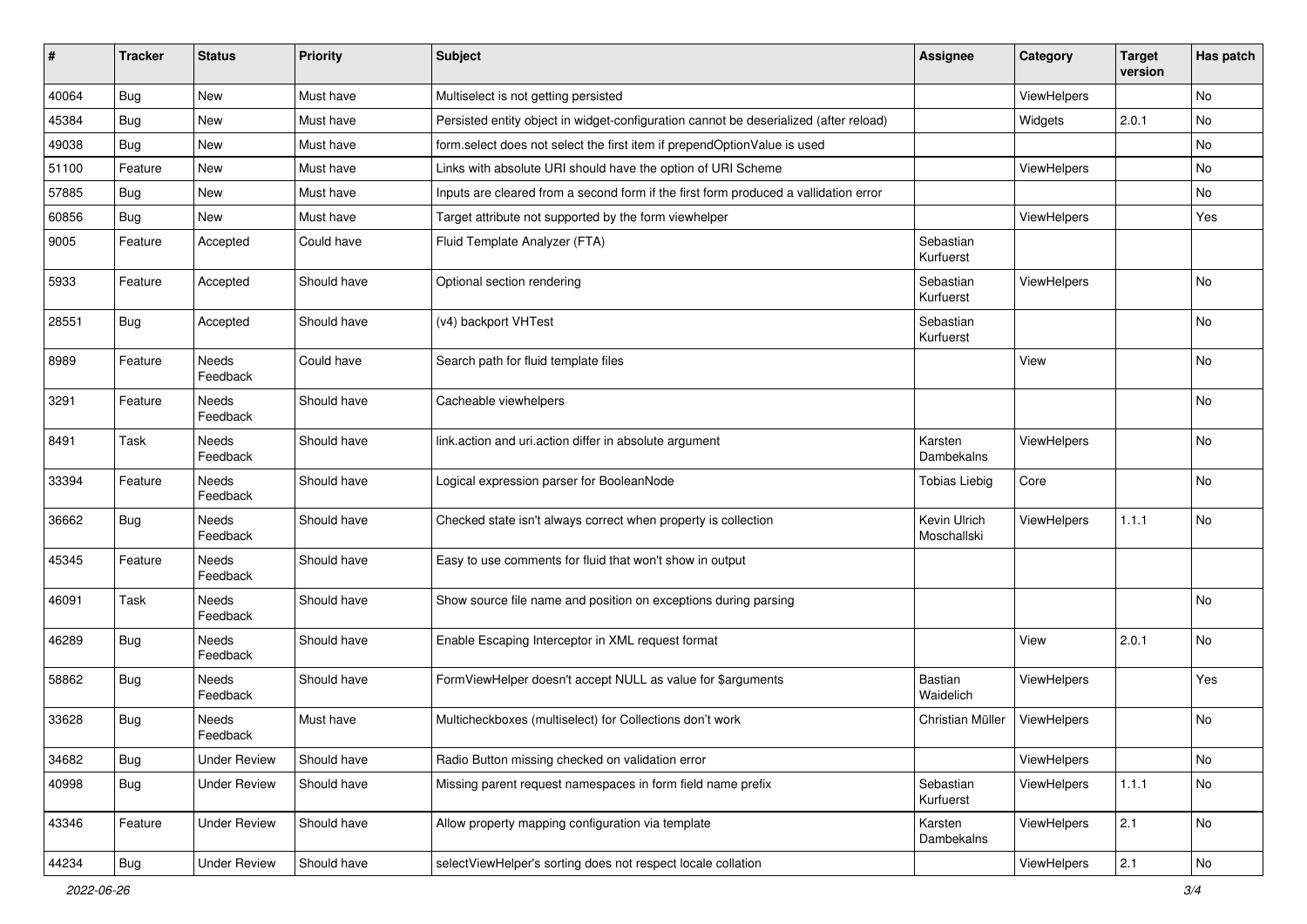| # | Tracker | Status | Priority | Subject | Assignee | Category | Target version | Has patch |
|---|---|---|---|---|---|---|---|---|
| 40064 | Bug | New | Must have | Multiselect is not getting persisted | | ViewHelpers | | No |
| 45384 | Bug | New | Must have | Persisted entity object in widget-configuration cannot be deserialized (after reload) | | Widgets | 2.0.1 | No |
| 49038 | Bug | New | Must have | form.select does not select the first item if prependOptionValue is used | | | | No |
| 51100 | Feature | New | Must have | Links with absolute URI should have the option of URI Scheme | | ViewHelpers | | No |
| 57885 | Bug | New | Must have | Inputs are cleared from a second form if the first form produced a vallidation error | | | | No |
| 60856 | Bug | New | Must have | Target attribute not supported by the form viewhelper | | ViewHelpers | | Yes |
| 9005 | Feature | Accepted | Could have | Fluid Template Analyzer (FTA) | Sebastian Kurfuerst | | | |
| 5933 | Feature | Accepted | Should have | Optional section rendering | Sebastian Kurfuerst | ViewHelpers | | No |
| 28551 | Bug | Accepted | Should have | (v4) backport VHTest | Sebastian Kurfuerst | | | No |
| 8989 | Feature | Needs Feedback | Could have | Search path for fluid template files | | View | | No |
| 3291 | Feature | Needs Feedback | Should have | Cacheable viewhelpers | | | | No |
| 8491 | Task | Needs Feedback | Should have | link.action and uri.action differ in absolute argument | Karsten Dambekalns | ViewHelpers | | No |
| 33394 | Feature | Needs Feedback | Should have | Logical expression parser for BooleanNode | Tobias Liebig | Core | | No |
| 36662 | Bug | Needs Feedback | Should have | Checked state isn't always correct when property is collection | Kevin Ulrich Moschallski | ViewHelpers | 1.1.1 | No |
| 45345 | Feature | Needs Feedback | Should have | Easy to use comments for fluid that won't show in output | | | | |
| 46091 | Task | Needs Feedback | Should have | Show source file name and position on exceptions during parsing | | | | No |
| 46289 | Bug | Needs Feedback | Should have | Enable Escaping Interceptor in XML request format | | View | 2.0.1 | No |
| 58862 | Bug | Needs Feedback | Should have | FormViewHelper doesn't accept NULL as value for $arguments | Bastian Waidelich | ViewHelpers | | Yes |
| 33628 | Bug | Needs Feedback | Must have | Multicheckboxes (multiselect) for Collections don't work | Christian Müller | ViewHelpers | | No |
| 34682 | Bug | Under Review | Should have | Radio Button missing checked on validation error | | ViewHelpers | | No |
| 40998 | Bug | Under Review | Should have | Missing parent request namespaces in form field name prefix | Sebastian Kurfuerst | ViewHelpers | 1.1.1 | No |
| 43346 | Feature | Under Review | Should have | Allow property mapping configuration via template | Karsten Dambekalns | ViewHelpers | 2.1 | No |
| 44234 | Bug | Under Review | Should have | selectViewHelper's sorting does not respect locale collation | | ViewHelpers | 2.1 | No |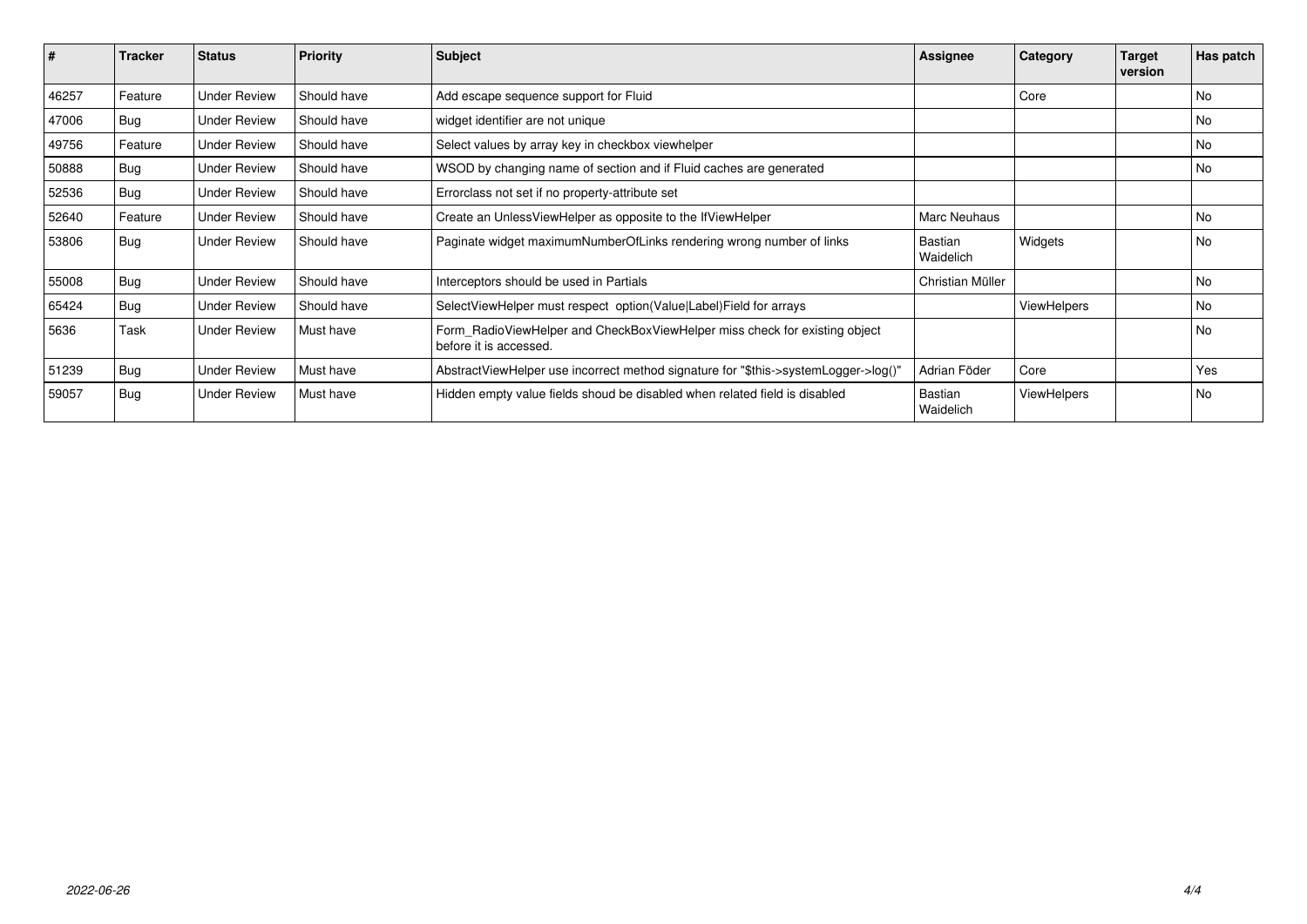| # | Tracker | Status | Priority | Subject | Assignee | Category | Target version | Has patch |
|---|---|---|---|---|---|---|---|---|
| 46257 | Feature | Under Review | Should have | Add escape sequence support for Fluid | | Core | | No |
| 47006 | Bug | Under Review | Should have | widget identifier are not unique | | | | No |
| 49756 | Feature | Under Review | Should have | Select values by array key in checkbox viewhelper | | | | No |
| 50888 | Bug | Under Review | Should have | WSOD by changing name of section and if Fluid caches are generated | | | | No |
| 52536 | Bug | Under Review | Should have | Errorclass not set if no property-attribute set | | | | |
| 52640 | Feature | Under Review | Should have | Create an UnlessViewHelper as opposite to the IfViewHelper | Marc Neuhaus | | | No |
| 53806 | Bug | Under Review | Should have | Paginate widget maximumNumberOfLinks rendering wrong number of links | Bastian Waidelich | Widgets | | No |
| 55008 | Bug | Under Review | Should have | Interceptors should be used in Partials | Christian Müller | | | No |
| 65424 | Bug | Under Review | Should have | SelectViewHelper must respect option(Value\|Label)Field for arrays | | ViewHelpers | | No |
| 5636 | Task | Under Review | Must have | Form_RadioViewHelper and CheckBoxViewHelper miss check for existing object before it is accessed. | | | | No |
| 51239 | Bug | Under Review | Must have | AbstractViewHelper use incorrect method signature for "$this->systemLogger->log()" | Adrian Föder | Core | | Yes |
| 59057 | Bug | Under Review | Must have | Hidden empty value fields shoud be disabled when related field is disabled | Bastian Waidelich | ViewHelpers | | No |